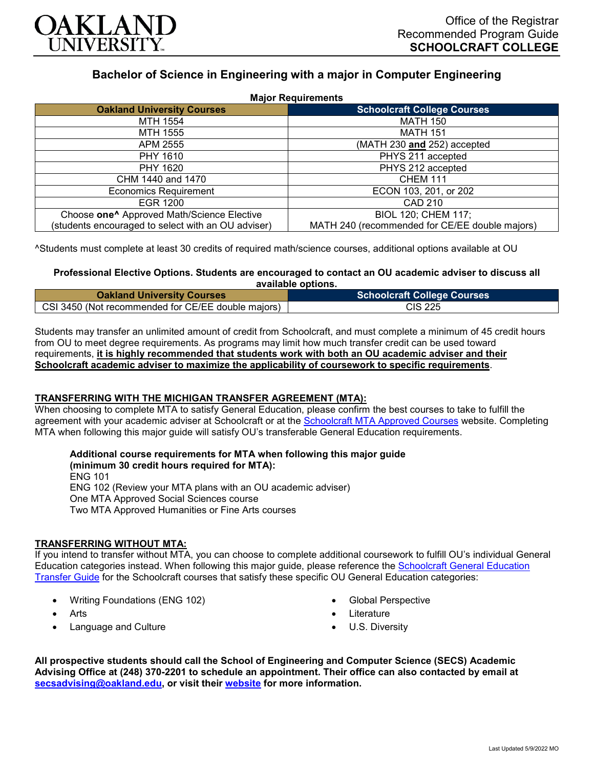OAKLAND UNIVERSITY

Office of the Registrar
Recommended Program Guide
**SCHOOLCRAFT COLLEGE**

# Bachelor of Science in Engineering with a major in Computer Engineering

**Major Requirements**

| Oakland University Courses | Schoolcraft College Courses |
|---|---|
| MTH 1554 | MATH 150 |
| MTH 1555 | MATH 151 |
| APM 2555 | (MATH 230 **and** 252) accepted |
| PHY 1610 | PHYS 211 accepted |
| PHY 1620 | PHYS 212 accepted |
| CHM 1440 and 1470 | CHEM 111 |
| Economics Requirement | ECON 103, 201, or 202 |
| EGR 1200 | CAD 210 |
| Choose **one^** Approved Math/Science Elective (students encouraged to select with an OU adviser) | BIOL 120; CHEM 117; MATH 240 (recommended for CE/EE double majors) |

^Students must complete at least 30 credits of required math/science courses, additional options available at OU

**Professional Elective Options. Students are encouraged to contact an OU academic adviser to discuss all available options.**

| Oakland University Courses | Schoolcraft College Courses |
|---|---|
| CSI 3450 (Not recommended for CE/EE double majors) | CIS 225 |

Students may transfer an unlimited amount of credit from Schoolcraft, and must complete a minimum of 45 credit hours from OU to meet degree requirements. As programs may limit how much transfer credit can be used toward requirements, **it is highly recommended that students work with both an OU academic adviser and their Schoolcraft academic adviser to maximize the applicability of coursework to specific requirements**.

## TRANSFERRING WITH THE MICHIGAN TRANSFER AGREEMENT (MTA):

When choosing to complete MTA to satisfy General Education, please confirm the best courses to take to fulfill the agreement with your academic adviser at Schoolcraft or at the Schoolcraft MTA Approved Courses website. Completing MTA when following this major guide will satisfy OU's transferable General Education requirements.

**Additional course requirements for MTA when following this major guide (minimum 30 credit hours required for MTA):**
ENG 101
ENG 102 (Review your MTA plans with an OU academic adviser)
One MTA Approved Social Sciences course
Two MTA Approved Humanities or Fine Arts courses

## TRANSFERRING WITHOUT MTA:

If you intend to transfer without MTA, you can choose to complete additional coursework to fulfill OU's individual General Education categories instead. When following this major guide, please reference the Schoolcraft General Education Transfer Guide for the Schoolcraft courses that satisfy these specific OU General Education categories:

- Writing Foundations (ENG 102)
- Arts
- Language and Culture
- Global Perspective
- Literature
- U.S. Diversity

**All prospective students should call the School of Engineering and Computer Science (SECS) Academic Advising Office at (248) 370-2201 to schedule an appointment. Their office can also contacted by email at secsadvising@oakland.edu, or visit their website for more information.**

Last Updated 5/9/2022 MO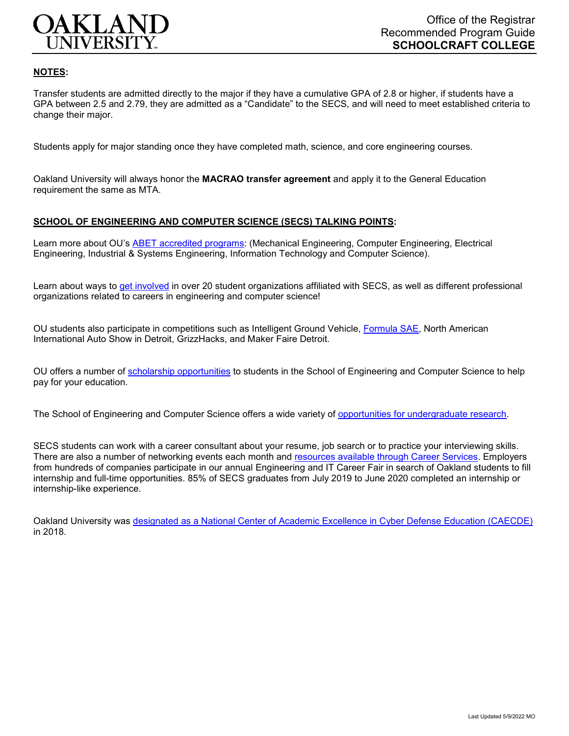**NOTES:**

Transfer students are admitted directly to the major if they have a cumulative GPA of 2.8 or higher, if students have a GPA between 2.5 and 2.79, they are admitted as a “Candidate” to the SECS, and will need to meet established criteria to change their major.

Students apply for major standing once they have completed math, science, and core engineering courses.

Oakland University will always honor the **MACRAO transfer agreement** and apply it to the General Education requirement the same as MTA.

**SCHOOL OF ENGINEERING AND COMPUTER SCIENCE (SECS) TALKING POINTS:**

Learn more about OU’s ABET accredited programs: (Mechanical Engineering, Computer Engineering, Electrical Engineering, Industrial & Systems Engineering, Information Technology and Computer Science).

Learn about ways to get involved in over 20 student organizations affiliated with SECS, as well as different professional organizations related to careers in engineering and computer science!

OU students also participate in competitions such as Intelligent Ground Vehicle, Formula SAE, North American International Auto Show in Detroit, GrizzHacks, and Maker Faire Detroit.

OU offers a number of scholarship opportunities to students in the School of Engineering and Computer Science to help pay for your education.

The School of Engineering and Computer Science offers a wide variety of opportunities for undergraduate research.

SECS students can work with a career consultant about your resume, job search or to practice your interviewing skills. There are also a number of networking events each month and resources available through Career Services. Employers from hundreds of companies participate in our annual Engineering and IT Career Fair in search of Oakland students to fill internship and full-time opportunities. 85% of SECS graduates from July 2019 to June 2020 completed an internship or internship-like experience.

Oakland University was designated as a National Center of Academic Excellence in Cyber Defense Education (CAECDE) in 2018.

Last Updated 5/9/2022 MO